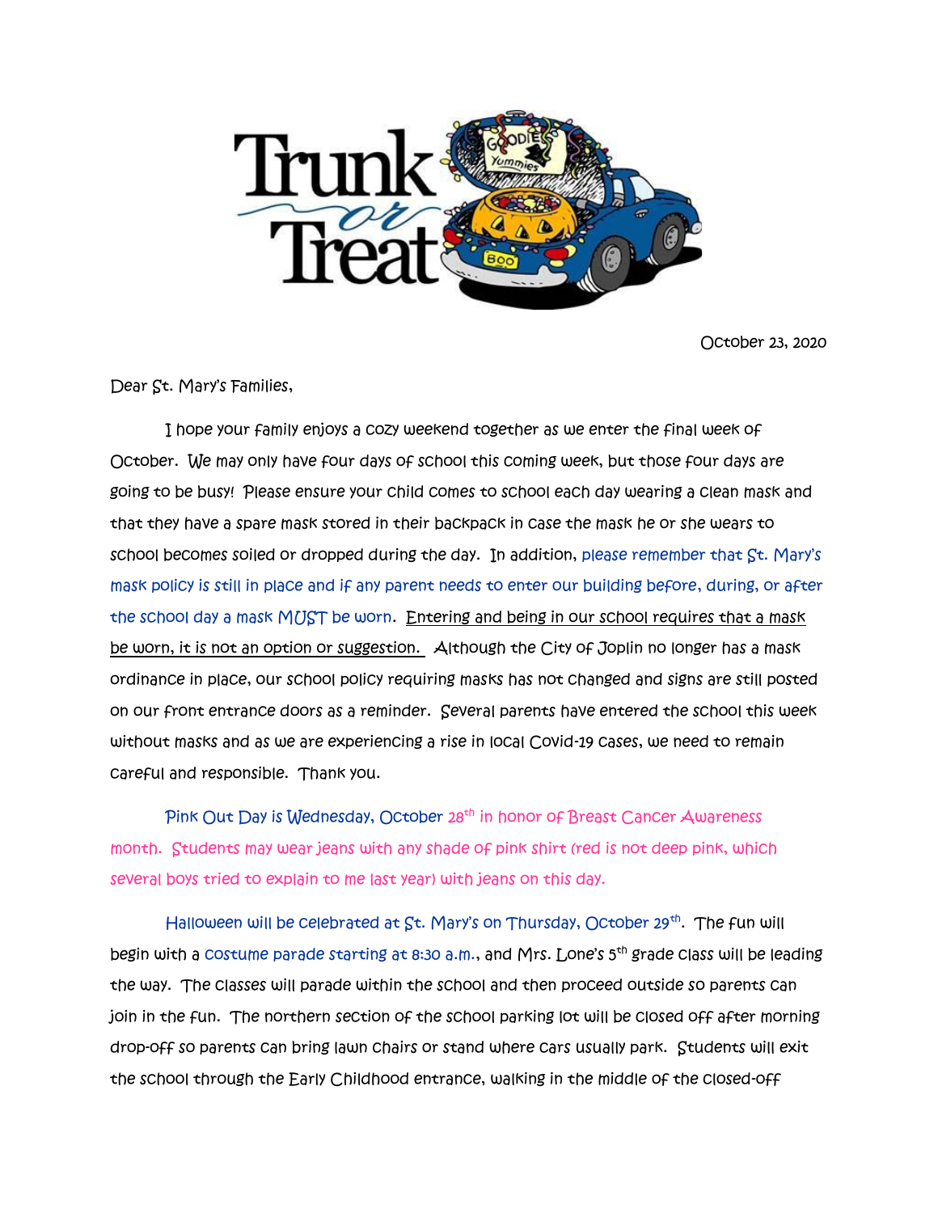October 23, 2020

Dear St. Mary's Families,

I hope your family enjoys a cozy weekend together as we enter the final week of October. We may only have four days of school this coming week, but those four days are going to be busy! Please ensure your child comes to school each day wearing a clean mask and that they have a spare mask stored in their backpack in case the mask he or she wears to school becomes soiled or dropped during the day. In addition, please remember that St. Mary's mask policy is still in place and if any parent needs to enter our building before, during, or after the school day a mask MUST be worn. Entering and being in our school requires that a mask be worn, it is not an option or suggestion. Although the City of Joplin no longer has a mask ordinance in place, our school policy requiring masks has not changed and signs are still posted on our front entrance doors as a reminder. Several parents have entered the school this week without masks and as we are experiencing a rise in local Covid-19 cases, we need to remain careful and responsible. Thank you.

Pink Out Day is Wednesday, October 28th in honor of Breast Cancer Awareness month. Students may wear jeans with any shade of pink shirt (red is not deep pink, which several boys tried to explain to me last year) with jeans on this day.

Halloween will be celebrated at St. Mary's on Thursday, October 29th. The fun will begin with a costume parade starting at 8:30 a.m., and Mrs. Lone's 5th grade class will be leading the way. The classes will parade within the school and then proceed outside so parents can join in the fun. The northern section of the school parking lot will be closed off after morning drop-off so parents can bring lawn chairs or stand where cars usually park. Students will exit the school through the Early Childhood entrance, walking in the middle of the closed-off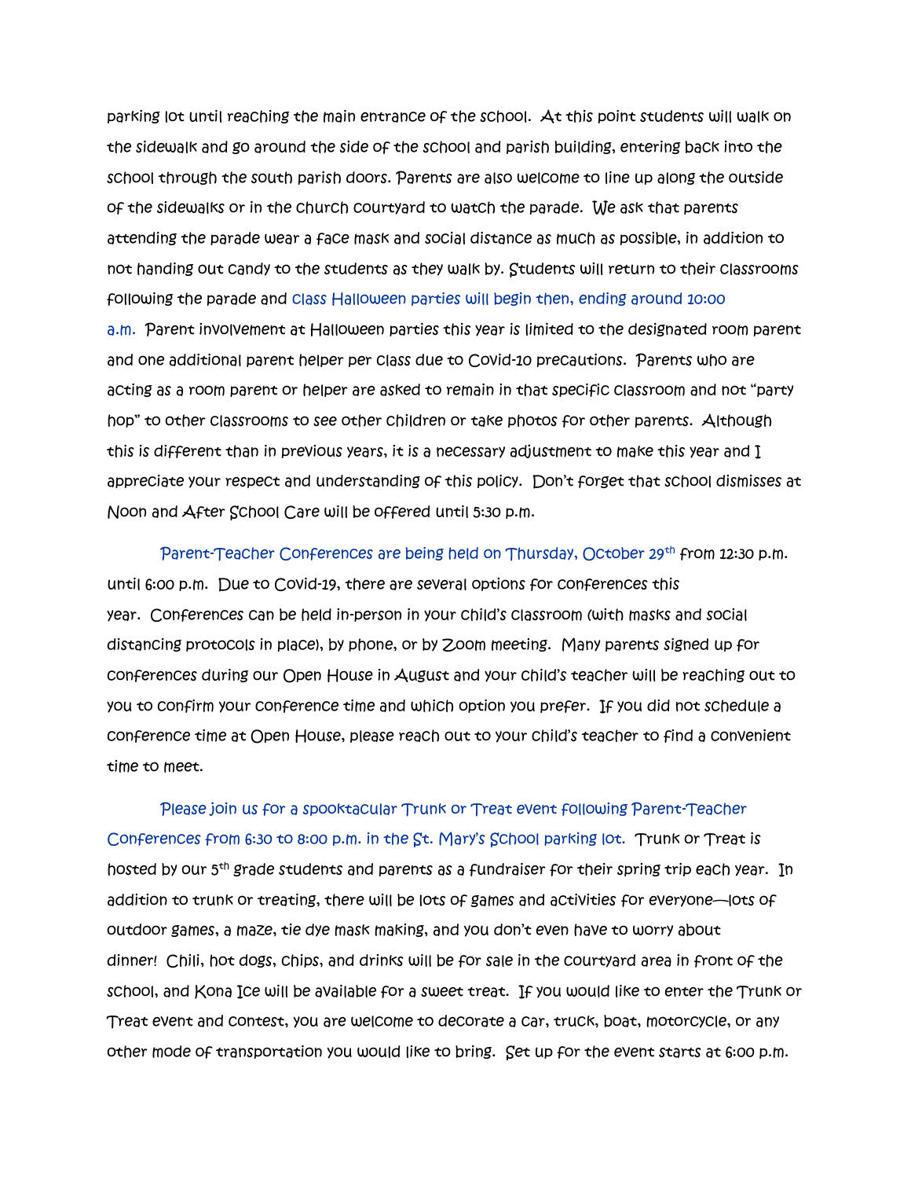parking lot until reaching the main entrance of the school. At this point students will walk on the sidewalk and go around the side of the school and parish building, entering back into the school through the south parish doors. Parents are also welcome to line up along the outside of the sidewalks or in the church courtyard to watch the parade. We ask that parents attending the parade wear a face mask and social distance as much as possible, in addition to not handing out candy to the students as they walk by. Students will return to their classrooms following the parade and class Halloween parties will begin then, ending around 10:00 a.m. Parent involvement at Halloween parties this year is limited to the designated room parent and one additional parent helper per class due to Covid-10 precautions. Parents who are acting as a room parent or helper are asked to remain in that specific classroom and not "party hop" to other classrooms to see other children or take photos for other parents. Although this is different than in previous years, it is a necessary adjustment to make this year and I appreciate your respect and understanding of this policy. Don't forget that school dismisses at Noon and After School Care will be offered until 5:30 p.m.

Parent-Teacher Conferences are being held on Thursday, October 29th from 12:30 p.m. until 6:00 p.m. Due to Covid-19, there are several options for conferences this year. Conferences can be held in-person in your child's classroom (with masks and social distancing protocols in place), by phone, or by Zoom meeting. Many parents signed up for conferences during our Open House in August and your child's teacher will be reaching out to you to confirm your conference time and which option you prefer. If you did not schedule a conference time at Open House, please reach out to your child's teacher to find a convenient time to meet.

Please join us for a spooktacular Trunk or Treat event following Parent-Teacher Conferences from 6:30 to 8:00 p.m. in the St. Mary's School parking lot. Trunk or Treat is hosted by our 5th grade students and parents as a fundraiser for their spring trip each year. In addition to trunk or treating, there will be lots of games and activities for everyone—lots of outdoor games, a maze, tie dye mask making, and you don't even have to worry about dinner! Chili, hot dogs, chips, and drinks will be for sale in the courtyard area in front of the school, and Kona Ice will be available for a sweet treat. If you would like to enter the Trunk or Treat event and contest, you are welcome to decorate a car, truck, boat, motorcycle, or any other mode of transportation you would like to bring. Set up for the event starts at 6:00 p.m.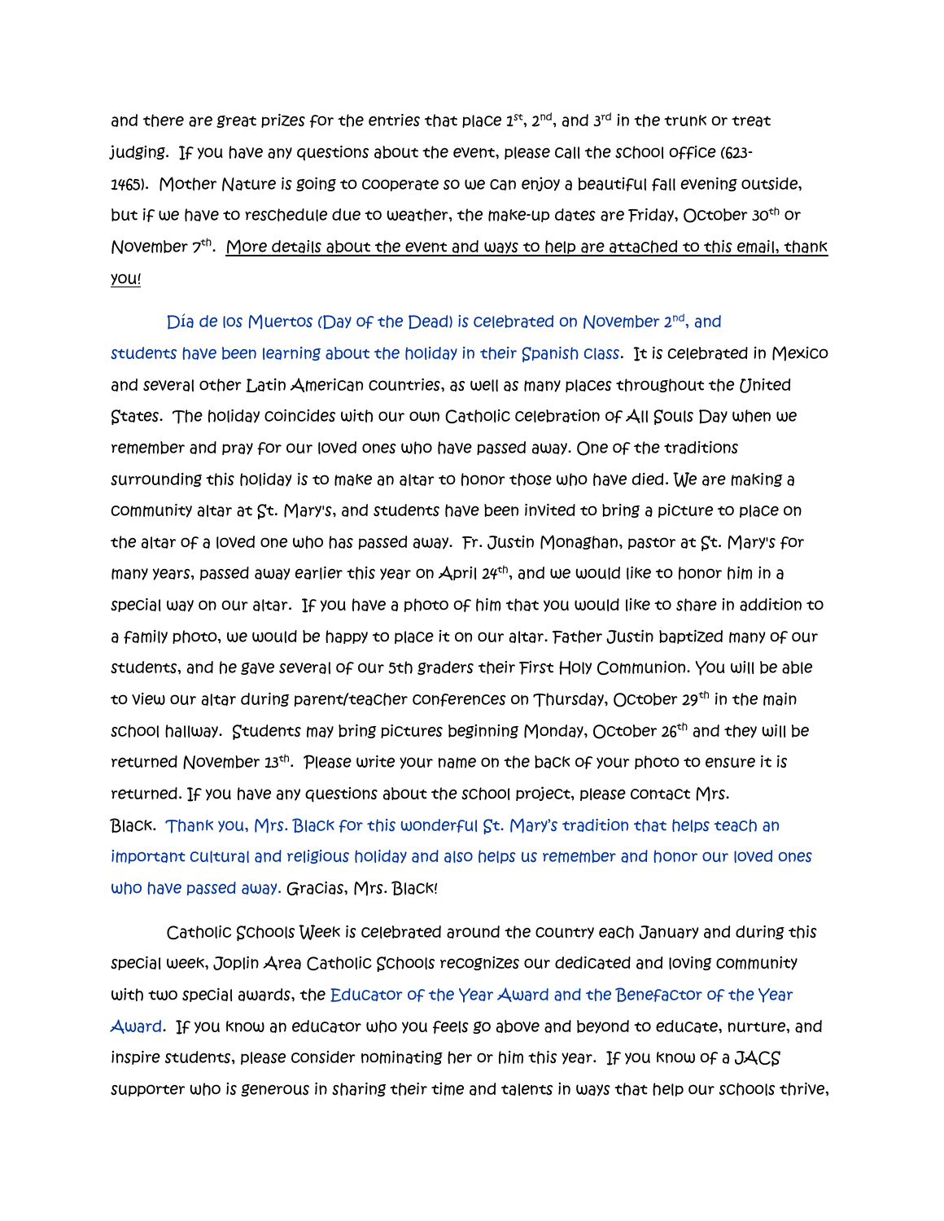and there are great prizes for the entries that place 1st, 2nd, and 3rd in the trunk or treat judging. If you have any questions about the event, please call the school office (623-1465). Mother Nature is going to cooperate so we can enjoy a beautiful fall evening outside, but if we have to reschedule due to weather, the make-up dates are Friday, October 30th or November 7th. More details about the event and ways to help are attached to this email, thank you!

Día de los Muertos (Day of the Dead) is celebrated on November 2nd, and students have been learning about the holiday in their Spanish class. It is celebrated in Mexico and several other Latin American countries, as well as many places throughout the United States. The holiday coincides with our own Catholic celebration of All Souls Day when we remember and pray for our loved ones who have passed away. One of the traditions surrounding this holiday is to make an altar to honor those who have died. We are making a community altar at St. Mary's, and students have been invited to bring a picture to place on the altar of a loved one who has passed away. Fr. Justin Monaghan, pastor at St. Mary's for many years, passed away earlier this year on April 24th, and we would like to honor him in a special way on our altar. If you have a photo of him that you would like to share in addition to a family photo, we would be happy to place it on our altar. Father Justin baptized many of our students, and he gave several of our 5th graders their First Holy Communion. You will be able to view our altar during parent/teacher conferences on Thursday, October 29th in the main school hallway. Students may bring pictures beginning Monday, October 26th and they will be returned November 13th. Please write your name on the back of your photo to ensure it is returned. If you have any questions about the school project, please contact Mrs. Black. Thank you, Mrs. Black for this wonderful St. Mary's tradition that helps teach an important cultural and religious holiday and also helps us remember and honor our loved ones who have passed away. Gracias, Mrs. Black!

Catholic Schools Week is celebrated around the country each January and during this special week, Joplin Area Catholic Schools recognizes our dedicated and loving community with two special awards, the Educator of the Year Award and the Benefactor of the Year Award. If you know an educator who you feels go above and beyond to educate, nurture, and inspire students, please consider nominating her or him this year. If you know of a JACS supporter who is generous in sharing their time and talents in ways that help our schools thrive,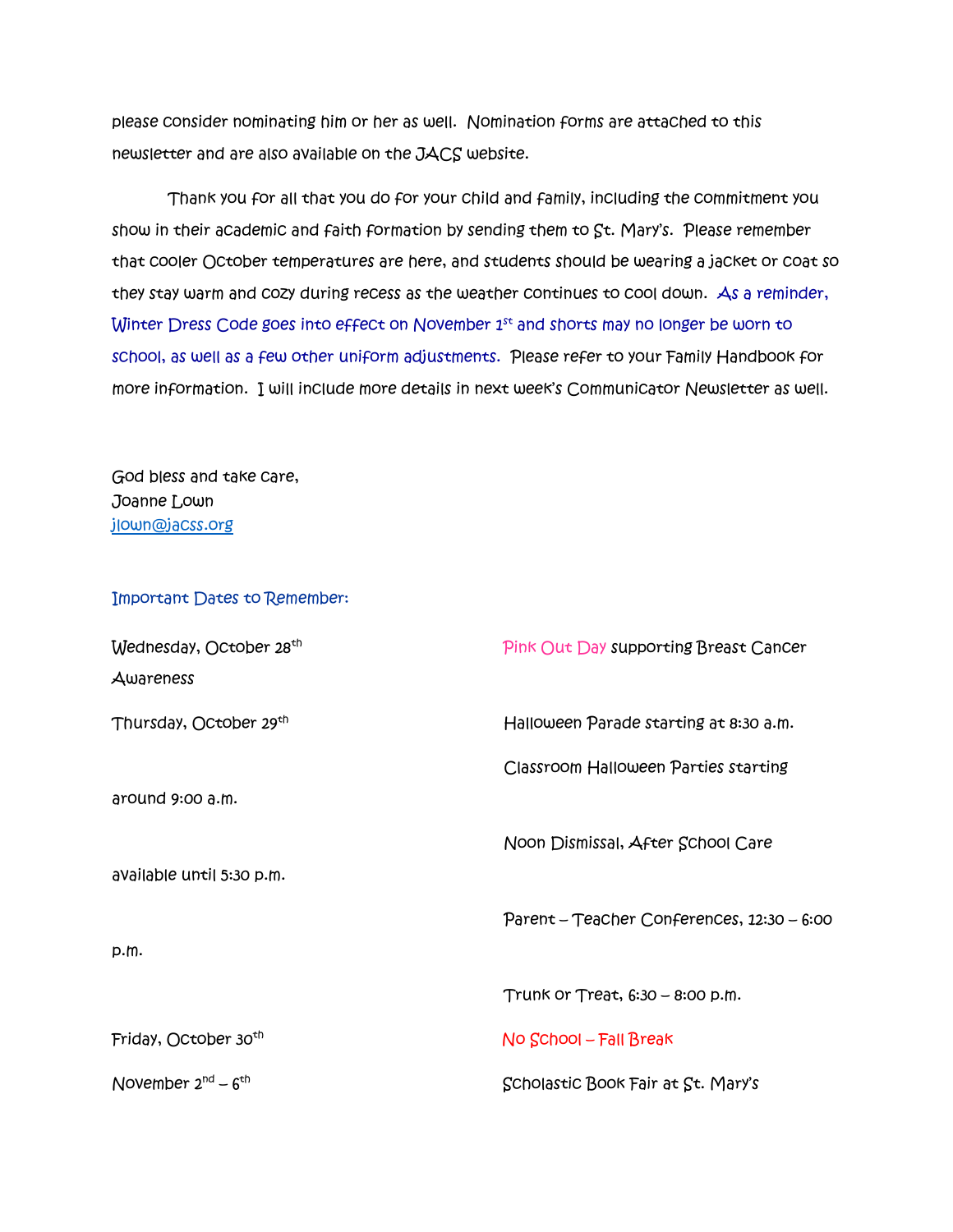please consider nominating him or her as well. Nomination forms are attached to this newsletter and are also available on the JACS website.

Thank you for all that you do for your child and family, including the commitment you show in their academic and faith formation by sending them to St. Mary's. Please remember that cooler October temperatures are here, and students should be wearing a jacket or coat so they stay warm and cozy during recess as the weather continues to cool down. As a reminder, Winter Dress Code goes into effect on November 1st and shorts may no longer be worn to school, as well as a few other uniform adjustments. Please refer to your Family Handbook for more information. I will include more details in next week's Communicator Newsletter as well.

God bless and take care,
Joanne Lown
jlown@jacss.org

Important Dates to Remember:

| | |
|---|---|
| Wednesday, October 28th | Pink Out Day supporting Breast Cancer Awareness |
| Thursday, October 29th | Halloween Parade starting at 8:30 a.m. |
| | Classroom Halloween Parties starting around 9:00 a.m. |
| | Noon Dismissal, After School Care available until 5:30 p.m. |
| | Parent – Teacher Conferences, 12:30 – 6:00 p.m. |
| | Trunk or Treat, 6:30 – 8:00 p.m. |
| Friday, October 30th | No School – Fall Break |
| November 2nd – 6th | Scholastic Book Fair at St. Mary's |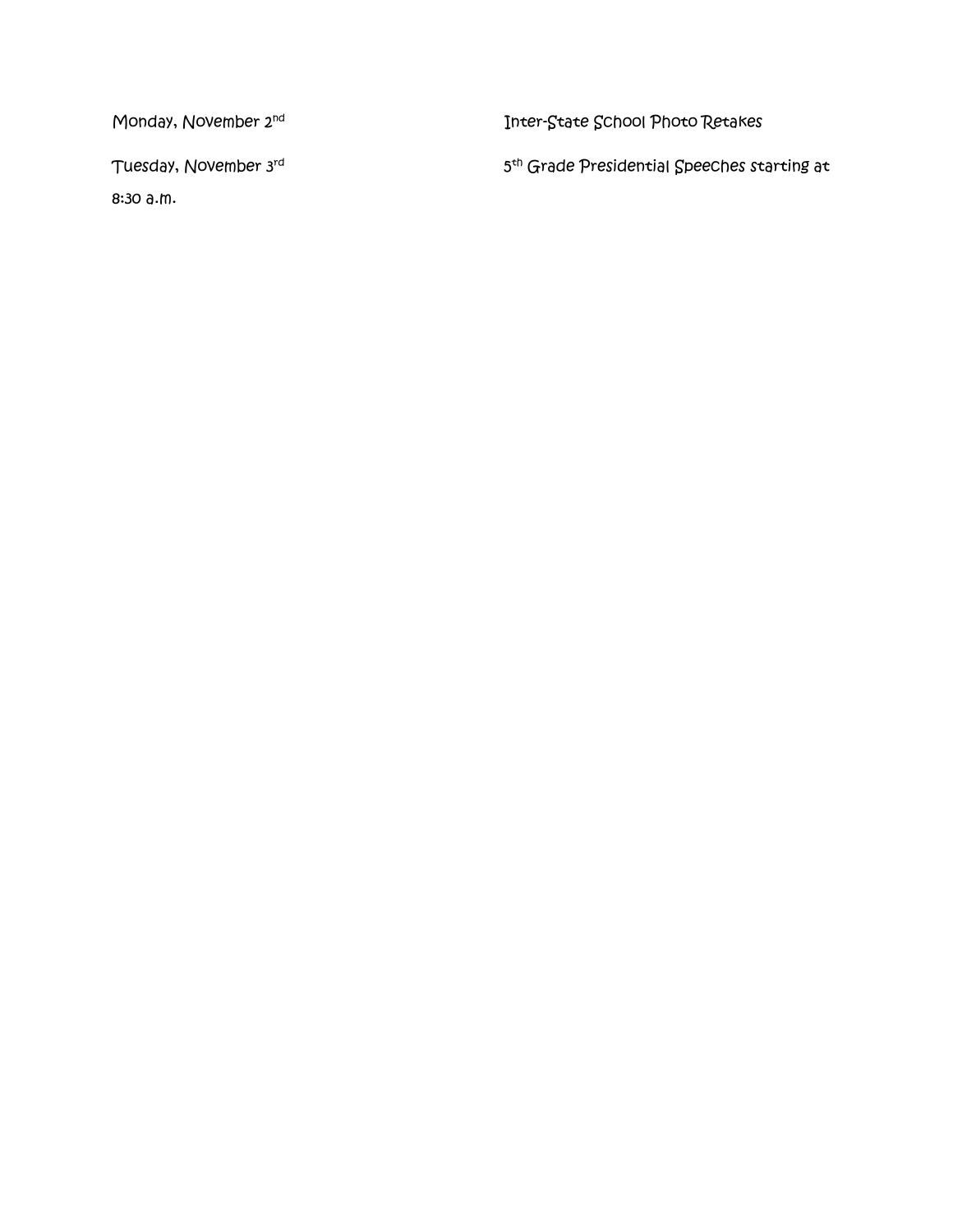Monday, November 2nd Inter-State School Photo Retakes

Tuesday, November 3rd 5th Grade Presidential Speeches starting at 8:30 a.m.